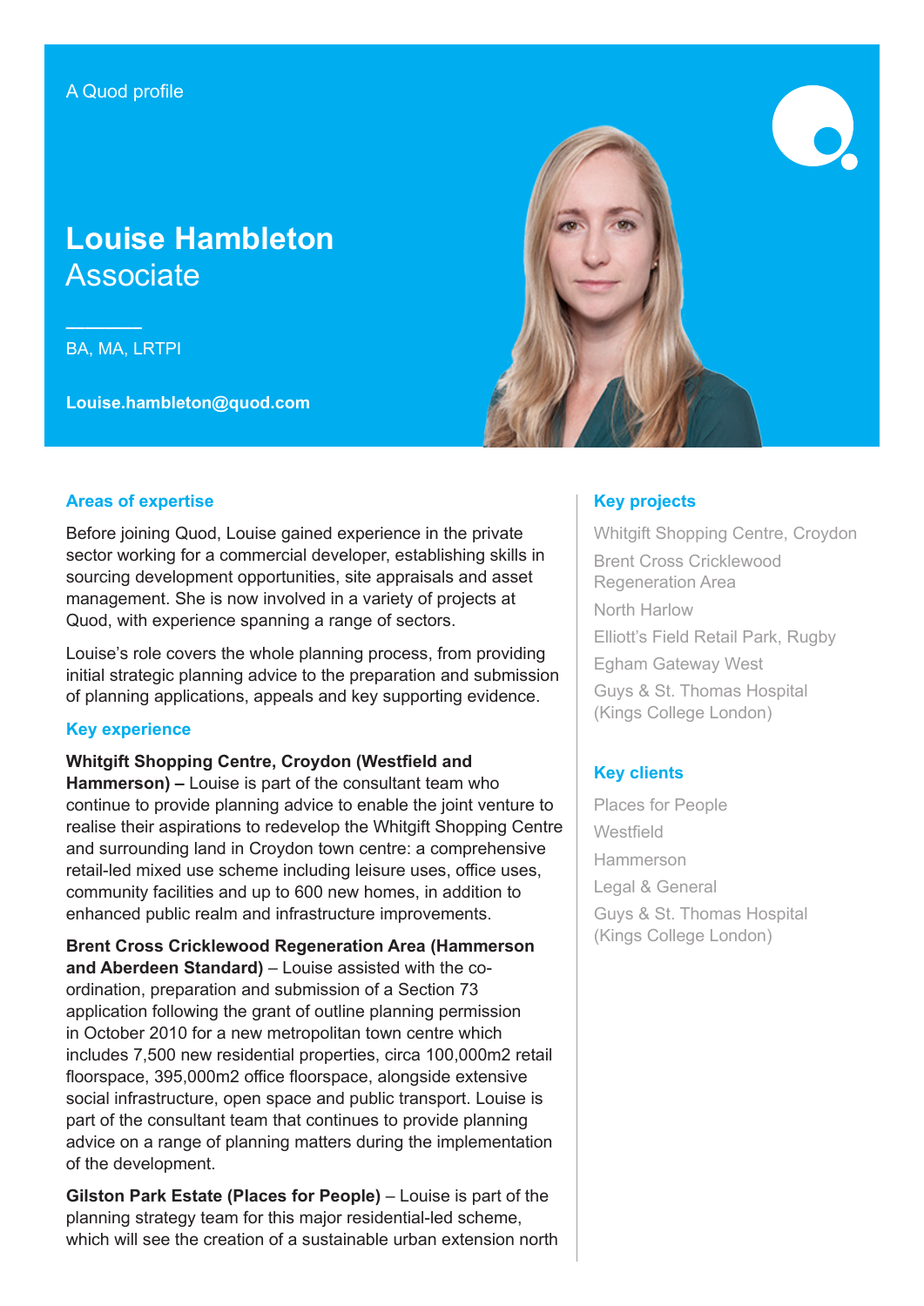A Quod profile

# Louise Hambleton
## Associate

BA, MA, LRTPI

**Louise.hambleton@quod.com**

### Areas of expertise

Before joining Quod, Louise gained experience in the private sector working for a commercial developer, establishing skills in sourcing development opportunities, site appraisals and asset management. She is now involved in a variety of projects at Quod, with experience spanning a range of sectors.

Louise's role covers the whole planning process, from providing initial strategic planning advice to the preparation and submission of planning applications, appeals and key supporting evidence.

### Key experience

**Whitgift Shopping Centre, Croydon (Westfield and Hammerson) –** Louise is part of the consultant team who continue to provide planning advice to enable the joint venture to realise their aspirations to redevelop the Whitgift Shopping Centre and surrounding land in Croydon town centre: a comprehensive retail-led mixed use scheme including leisure uses, office uses, community facilities and up to 600 new homes, in addition to enhanced public realm and infrastructure improvements.

**Brent Cross Cricklewood Regeneration Area (Hammerson and Aberdeen Standard)** – Louise assisted with the co-ordination, preparation and submission of a Section 73 application following the grant of outline planning permission in October 2010 for a new metropolitan town centre which includes 7,500 new residential properties, circa 100,000m2 retail floorspace, 395,000m2 office floorspace, alongside extensive social infrastructure, open space and public transport. Louise is part of the consultant team that continues to provide planning advice on a range of planning matters during the implementation of the development.

**Gilston Park Estate (Places for People)** – Louise is part of the planning strategy team for this major residential-led scheme, which will see the creation of a sustainable urban extension north

### Key projects

Whitgift Shopping Centre, Croydon

Brent Cross Cricklewood Regeneration Area

North Harlow

Elliott's Field Retail Park, Rugby

Egham Gateway West

Guys & St. Thomas Hospital (Kings College London)

### Key clients

Places for People

Westfield

Hammerson

Legal & General

Guys & St. Thomas Hospital (Kings College London)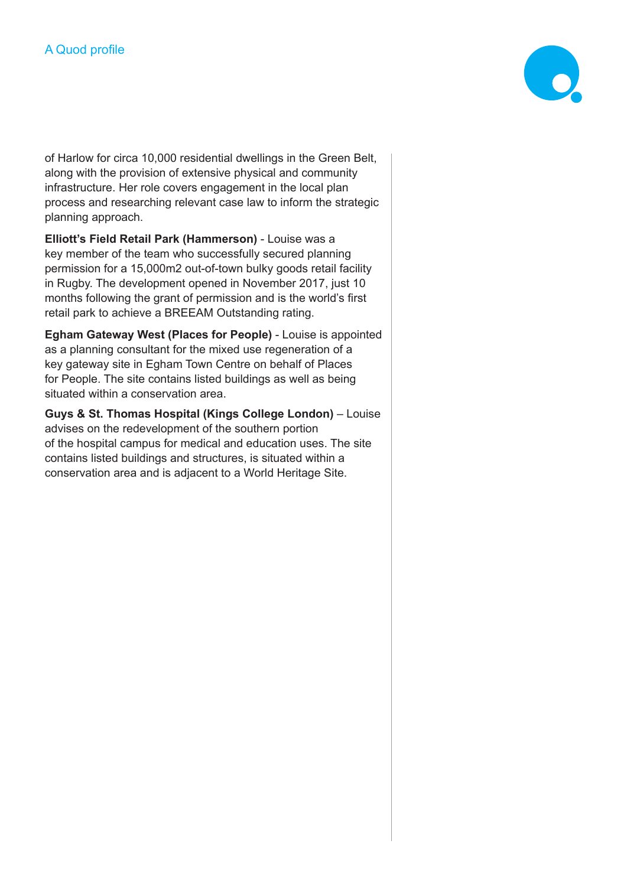of Harlow for circa 10,000 residential dwellings in the Green Belt, along with the provision of extensive physical and community infrastructure. Her role covers engagement in the local plan process and researching relevant case law to inform the strategic planning approach.

**Elliott's Field Retail Park (Hammerson)** - Louise was a key member of the team who successfully secured planning permission for a 15,000m2 out-of-town bulky goods retail facility in Rugby. The development opened in November 2017, just 10 months following the grant of permission and is the world's first retail park to achieve a BREEAM Outstanding rating.

**Egham Gateway West (Places for People)** - Louise is appointed as a planning consultant for the mixed use regeneration of a key gateway site in Egham Town Centre on behalf of Places for People. The site contains listed buildings as well as being situated within a conservation area.

**Guys & St. Thomas Hospital (Kings College London)** – Louise advises on the redevelopment of the southern portion of the hospital campus for medical and education uses. The site contains listed buildings and structures, is situated within a conservation area and is adjacent to a World Heritage Site.